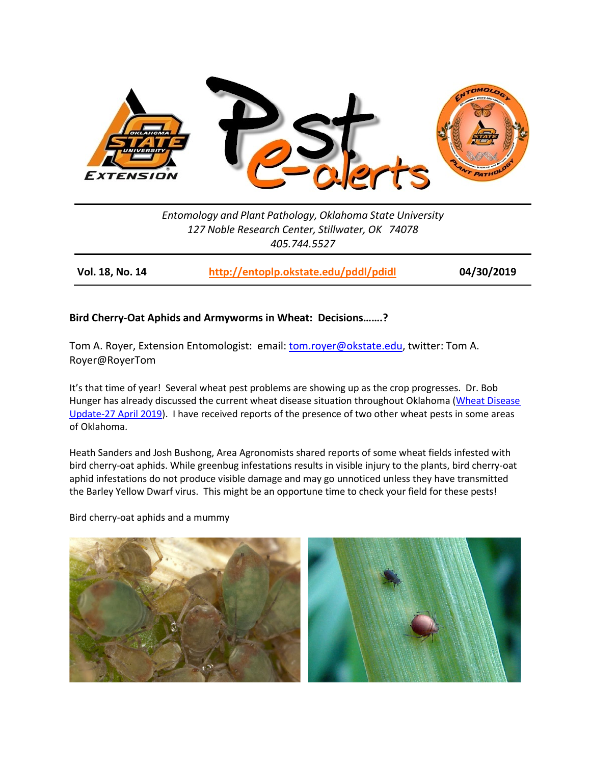Entomology and Plant Pathology, Oklahoma State University
127 Noble Research Center, Stillwater, OK 74078
405.744.5527

| **Vol. 18, No. 14** | **http://entoplp.okstate.edu/pddl/pdidl** | **04/30/2019** |
|---|---|---|

## Bird Cherry-Oat Aphids and Armyworms in Wheat: Decisions…….?

Tom A. Royer, Extension Entomologist: email: tom.royer@okstate.edu, twitter: Tom A. Royer@RoyerTom

It's that time of year! Several wheat pest problems are showing up as the crop progresses. Dr. Bob Hunger has already discussed the current wheat disease situation throughout Oklahoma (Wheat Disease Update-27 April 2019). I have received reports of the presence of two other wheat pests in some areas of Oklahoma.

Heath Sanders and Josh Bushong, Area Agronomists shared reports of some wheat fields infested with bird cherry-oat aphids. While greenbug infestations results in visible injury to the plants, bird cherry-oat aphid infestations do not produce visible damage and may go unnoticed unless they have transmitted the Barley Yellow Dwarf virus. This might be an opportune time to check your field for these pests!

Bird cherry-oat aphids and a mummy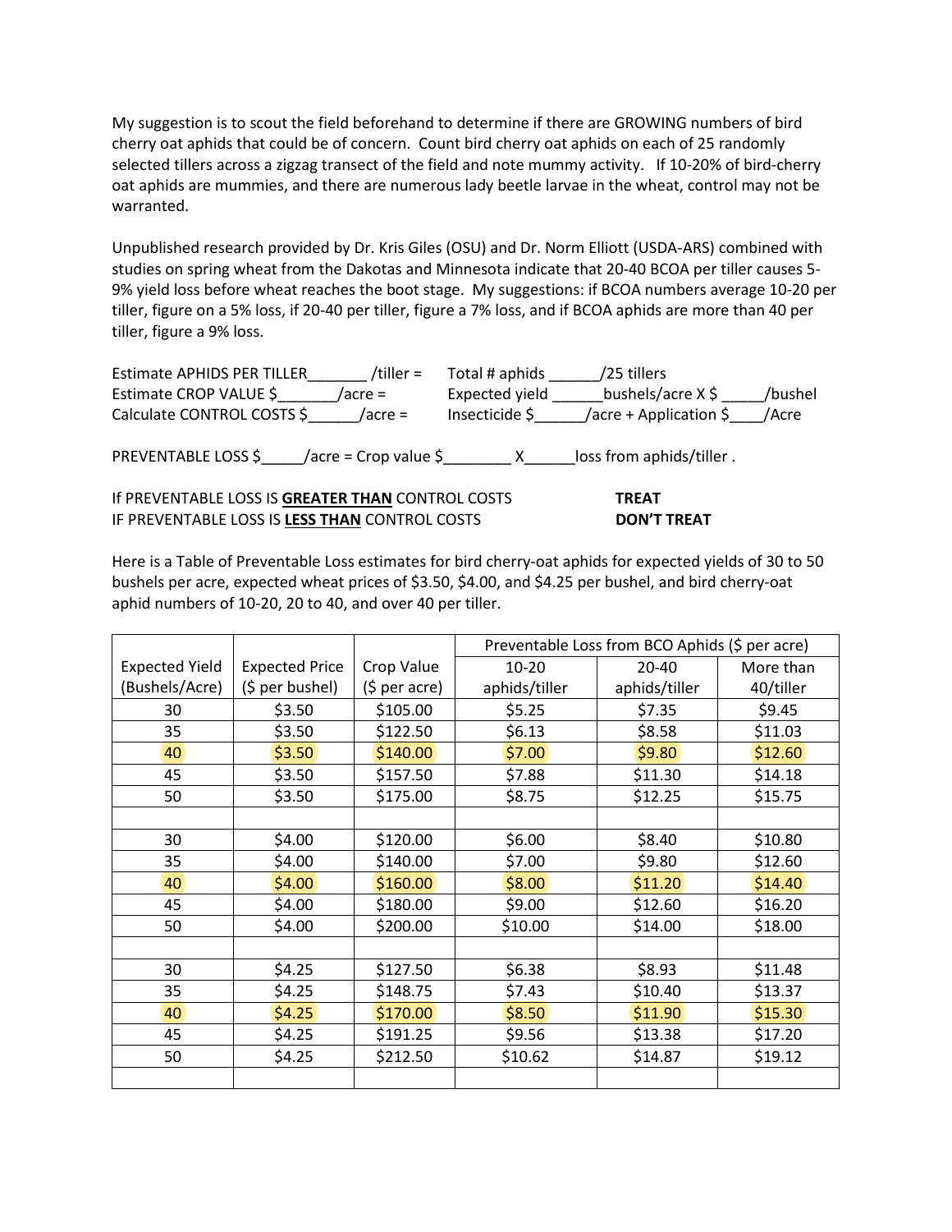My suggestion is to scout the field beforehand to determine if there are GROWING numbers of bird cherry oat aphids that could be of concern. Count bird cherry oat aphids on each of 25 randomly selected tillers across a zigzag transect of the field and note mummy activity. If 10-20% of bird-cherry oat aphids are mummies, and there are numerous lady beetle larvae in the wheat, control may not be warranted.

Unpublished research provided by Dr. Kris Giles (OSU) and Dr. Norm Elliott (USDA-ARS) combined with studies on spring wheat from the Dakotas and Minnesota indicate that 20-40 BCOA per tiller causes 5-9% yield loss before wheat reaches the boot stage. My suggestions: if BCOA numbers average 10-20 per tiller, figure on a 5% loss, if 20-40 per tiller, figure a 7% loss, and if BCOA aphids are more than 40 per tiller, figure a 9% loss.

Estimate APHIDS PER TILLER_______ /tiller = Total # aphids ______/25 tillers
Estimate CROP VALUE $_______/acre = Expected yield ______bushels/acre X $ _____/bushel
Calculate CONTROL COSTS $______/acre = Insecticide $______/acre + Application $____/Acre

PREVENTABLE LOSS $_____/acre = Crop value $________ X______loss from aphids/tiller .

If PREVENTABLE LOSS IS **GREATER THAN** CONTROL COSTS **TREAT**
IF PREVENTABLE LOSS IS **LESS THAN** CONTROL COSTS **DON'T TREAT**

Here is a Table of Preventable Loss estimates for bird cherry-oat aphids for expected yields of 30 to 50 bushels per acre, expected wheat prices of $3.50, $4.00, and $4.25 per bushel, and bird cherry-oat aphid numbers of 10-20, 20 to 40, and over 40 per tiller.

| | | | Preventable Loss from BCO Aphids ($ per acre) | | |
|---|---|---|---|---|---|
| Expected Yield (Bushels/Acre) | Expected Price ($ per bushel) | Crop Value ($ per acre) | 10-20 aphids/tiller | 20-40 aphids/tiller | More than 40/tiller |
| 30 | $3.50 | $105.00 | $5.25 | $7.35 | $9.45 |
| 35 | $3.50 | $122.50 | $6.13 | $8.58 | $11.03 |
| 40 | $3.50 | $140.00 | $7.00 | $9.80 | $12.60 |
| 45 | $3.50 | $157.50 | $7.88 | $11.30 | $14.18 |
| 50 | $3.50 | $175.00 | $8.75 | $12.25 | $15.75 |
| | | | | | |
| 30 | $4.00 | $120.00 | $6.00 | $8.40 | $10.80 |
| 35 | $4.00 | $140.00 | $7.00 | $9.80 | $12.60 |
| 40 | $4.00 | $160.00 | $8.00 | $11.20 | $14.40 |
| 45 | $4.00 | $180.00 | $9.00 | $12.60 | $16.20 |
| 50 | $4.00 | $200.00 | $10.00 | $14.00 | $18.00 |
| | | | | | |
| 30 | $4.25 | $127.50 | $6.38 | $8.93 | $11.48 |
| 35 | $4.25 | $148.75 | $7.43 | $10.40 | $13.37 |
| 40 | $4.25 | $170.00 | $8.50 | $11.90 | $15.30 |
| 45 | $4.25 | $191.25 | $9.56 | $13.38 | $17.20 |
| 50 | $4.25 | $212.50 | $10.62 | $14.87 | $19.12 |
| | | | | | |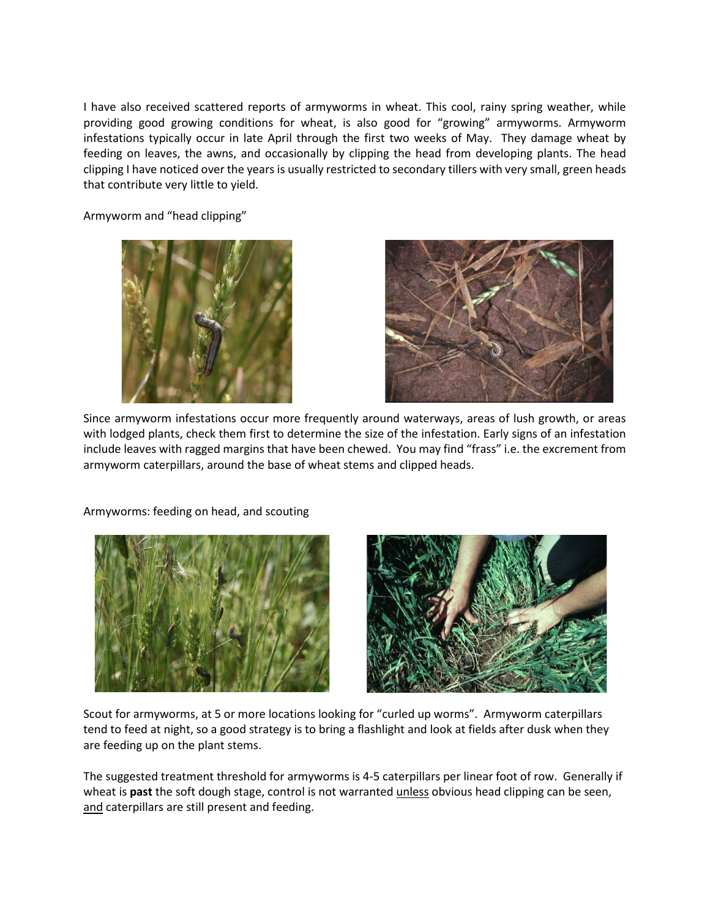I have also received scattered reports of armyworms in wheat. This cool, rainy spring weather, while providing good growing conditions for wheat, is also good for "growing" armyworms. Armyworm infestations typically occur in late April through the first two weeks of May. They damage wheat by feeding on leaves, the awns, and occasionally by clipping the head from developing plants. The head clipping I have noticed over the years is usually restricted to secondary tillers with very small, green heads that contribute very little to yield.

Armyworm and "head clipping"

Since armyworm infestations occur more frequently around waterways, areas of lush growth, or areas with lodged plants, check them first to determine the size of the infestation. Early signs of an infestation include leaves with ragged margins that have been chewed. You may find "frass" i.e. the excrement from armyworm caterpillars, around the base of wheat stems and clipped heads.

Armyworms: feeding on head, and scouting

Scout for armyworms, at 5 or more locations looking for "curled up worms". Armyworm caterpillars tend to feed at night, so a good strategy is to bring a flashlight and look at fields after dusk when they are feeding up on the plant stems.

The suggested treatment threshold for armyworms is 4-5 caterpillars per linear foot of row. Generally if wheat is **past** the soft dough stage, control is not warranted <u>unless</u> obvious head clipping can be seen, <u>and</u> caterpillars are still present and feeding.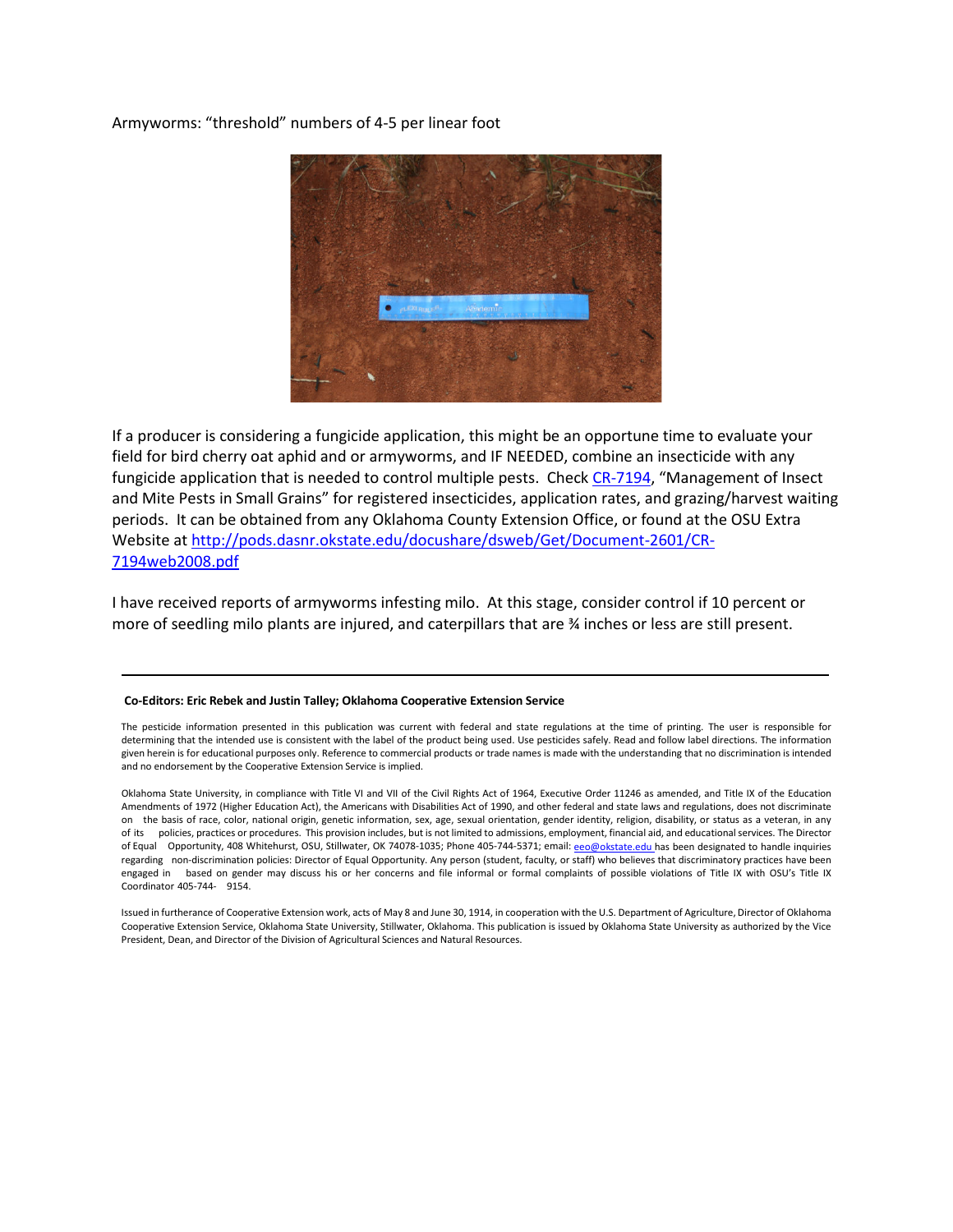Armyworms: "threshold" numbers of 4-5 per linear foot

If a producer is considering a fungicide application, this might be an opportune time to evaluate your field for bird cherry oat aphid and or armyworms, and IF NEEDED, combine an insecticide with any fungicide application that is needed to control multiple pests. Check [CR-7194](http://pods.dasnr.okstate.edu/docushare/dsweb/Get/Document-2601/CR-7194web2008.pdf), "Management of Insect and Mite Pests in Small Grains" for registered insecticides, application rates, and grazing/harvest waiting periods. It can be obtained from any Oklahoma County Extension Office, or found at the OSU Extra Website at http://pods.dasnr.okstate.edu/docushare/dsweb/Get/Document-2601/CR-7194web2008.pdf

I have received reports of armyworms infesting milo. At this stage, consider control if 10 percent or more of seedling milo plants are injured, and caterpillars that are ¾ inches or less are still present.

---

**Co-Editors: Eric Rebek and Justin Talley; Oklahoma Cooperative Extension Service**

The pesticide information presented in this publication was current with federal and state regulations at the time of printing. The user is responsible for determining that the intended use is consistent with the label of the product being used. Use pesticides safely. Read and follow label directions. The information given herein is for educational purposes only. Reference to commercial products or trade names is made with the understanding that no discrimination is intended and no endorsement by the Cooperative Extension Service is implied.

Oklahoma State University, in compliance with Title VI and VII of the Civil Rights Act of 1964, Executive Order 11246 as amended, and Title IX of the Education Amendments of 1972 (Higher Education Act), the Americans with Disabilities Act of 1990, and other federal and state laws and regulations, does not discriminate on the basis of race, color, national origin, genetic information, sex, age, sexual orientation, gender identity, religion, disability, or status as a veteran, in any of its policies, practices or procedures. This provision includes, but is not limited to admissions, employment, financial aid, and educational services. The Director of Equal Opportunity, 408 Whitehurst, OSU, Stillwater, OK 74078-1035; Phone 405-744-5371; email: eeo@okstate.edu has been designated to handle inquiries regarding non-discrimination policies: Director of Equal Opportunity. Any person (student, faculty, or staff) who believes that discriminatory practices have been engaged in based on gender may discuss his or her concerns and file informal or formal complaints of possible violations of Title IX with OSU's Title IX Coordinator 405-744- 9154.

Issued in furtherance of Cooperative Extension work, acts of May 8 and June 30, 1914, in cooperation with the U.S. Department of Agriculture, Director of Oklahoma Cooperative Extension Service, Oklahoma State University, Stillwater, Oklahoma. This publication is issued by Oklahoma State University as authorized by the Vice President, Dean, and Director of the Division of Agricultural Sciences and Natural Resources.